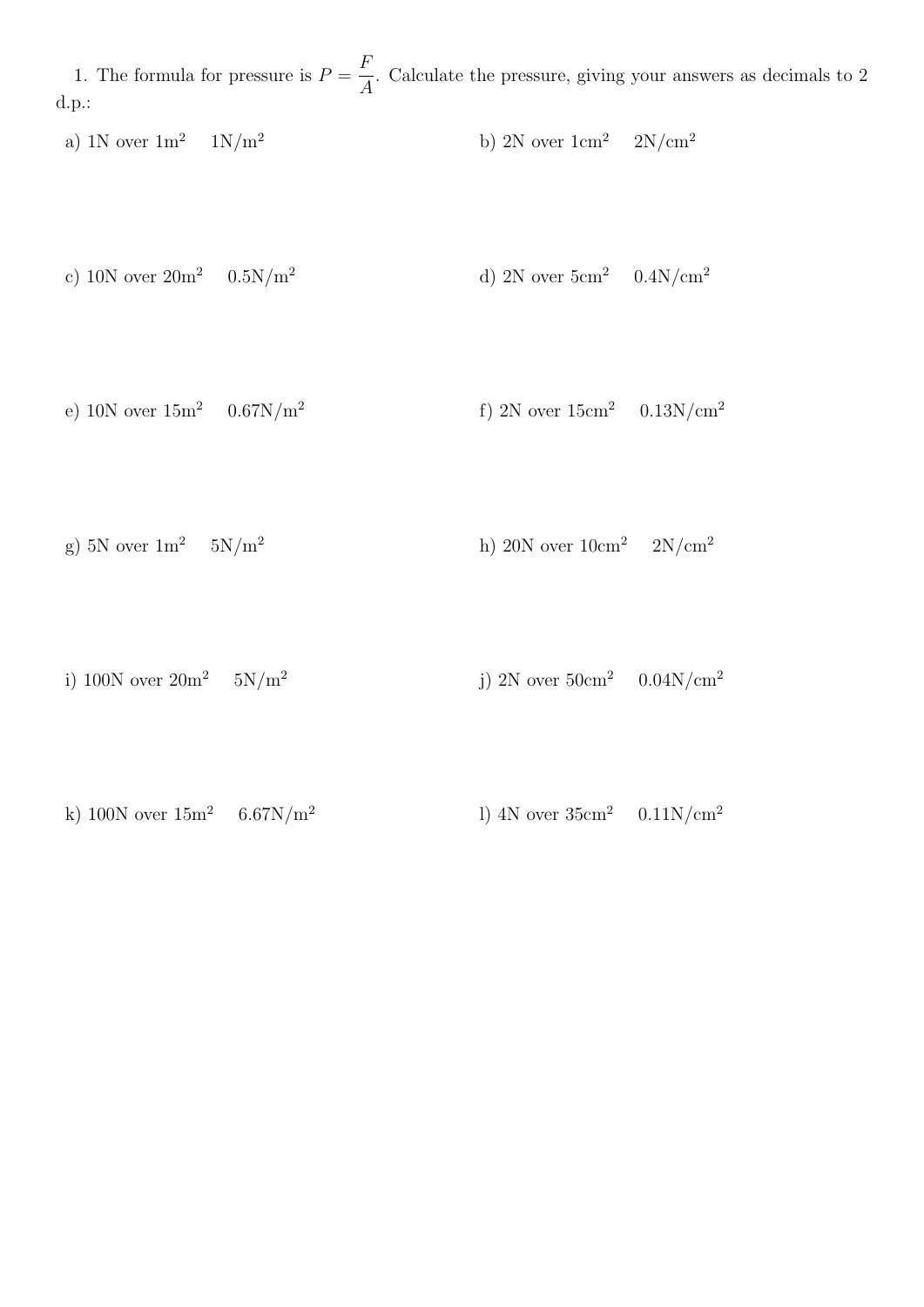1. The formula for pressure is $P = \dfrac{F}{A}$. Calculate the pressure, giving your answers as decimals to 2 d.p.:

a) 1N over 1$m^2$  1$N/m^2$

b) 2N over 1$cm^2$  2$N/cm^2$

c) 10N over 20$m^2$  0.5$N/m^2$

d) 2N over 5$cm^2$  0.4$N/cm^2$

e) 10N over 15$m^2$  0.67$N/m^2$

f) 2N over 15$cm^2$  0.13$N/cm^2$

g) 5N over 1$m^2$  5$N/m^2$

h) 20N over 10$cm^2$  2$N/cm^2$

i) 100N over 20$m^2$  5$N/m^2$

j) 2N over 50$cm^2$  0.04$N/cm^2$

k) 100N over 15$m^2$  6.67$N/m^2$

l) 4N over 35$cm^2$  0.11$N/cm^2$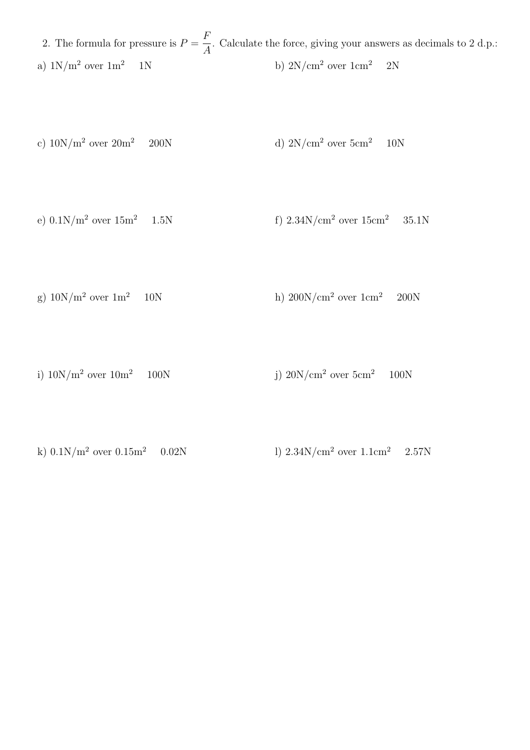2. The formula for pressure is $P = \dfrac{F}{A}$. Calculate the force, giving your answers as decimals to 2 d.p.:

a) $1\text{N/m}^2$ over $1\text{m}^2$ 1N

b) $2\text{N/cm}^2$ over $1\text{cm}^2$ 2N

c) $10\text{N/m}^2$ over $20\text{m}^2$ 200N

d) $2\text{N/cm}^2$ over $5\text{cm}^2$ 10N

e) $0.1\text{N/m}^2$ over $15\text{m}^2$ 1.5N

f) $2.34\text{N/cm}^2$ over $15\text{cm}^2$ 35.1N

g) $10\text{N/m}^2$ over $1\text{m}^2$ 10N

h) $200\text{N/cm}^2$ over $1\text{cm}^2$ 200N

i) $10\text{N/m}^2$ over $10\text{m}^2$ 100N

j) $20\text{N/cm}^2$ over $5\text{cm}^2$ 100N

k) $0.1\text{N/m}^2$ over $0.15\text{m}^2$ 0.02N

l) $2.34\text{N/cm}^2$ over $1.1\text{cm}^2$ 2.57N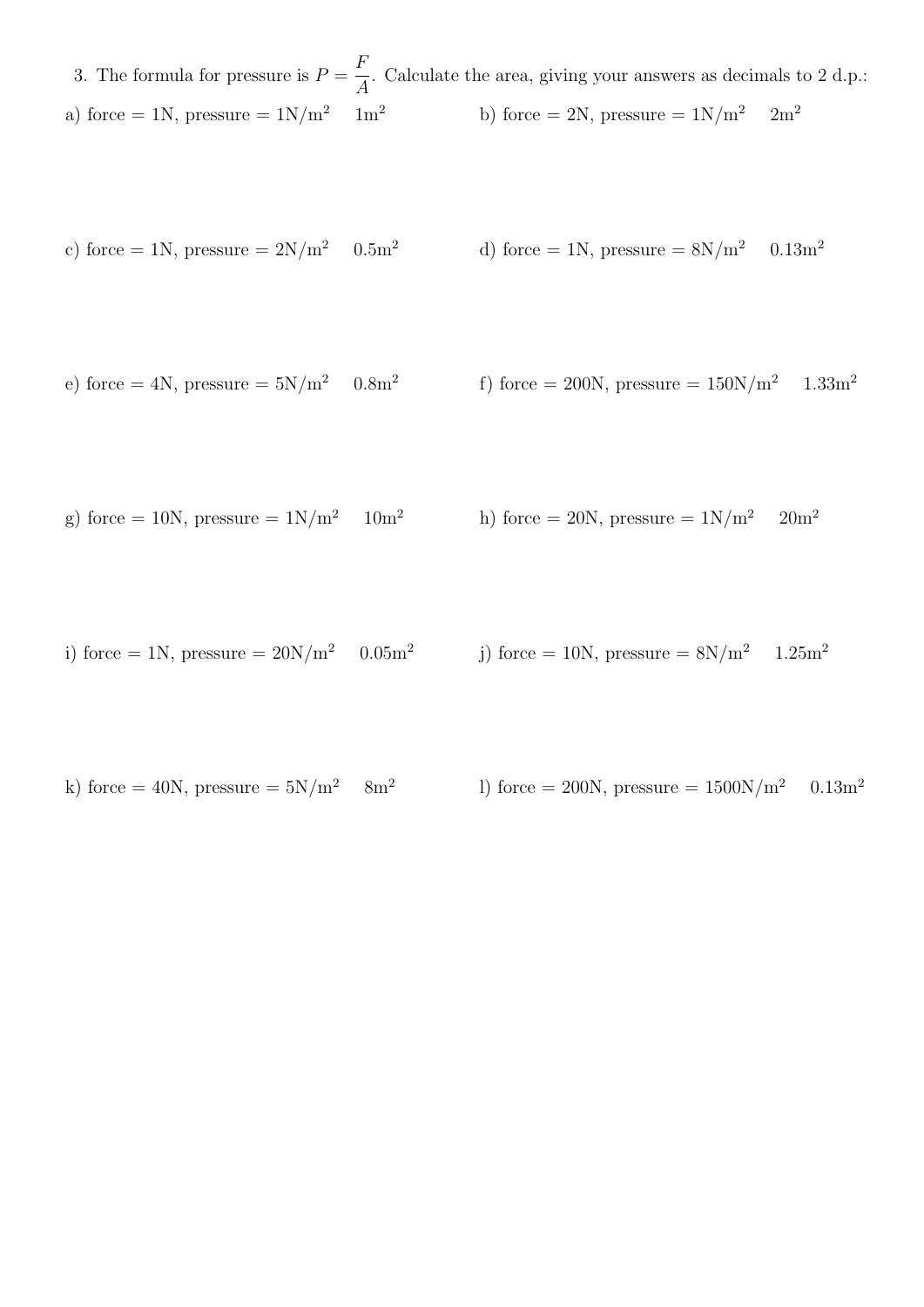3. The formula for pressure is $P = \dfrac{F}{A}$. Calculate the area, giving your answers as decimals to 2 d.p.:

a) force = 1N, pressure = $1\text{N/m}^2$ $\quad 1\text{m}^2$

b) force = 2N, pressure = $1\text{N/m}^2$ $\quad 2\text{m}^2$

c) force = 1N, pressure = $2\text{N/m}^2$ $\quad 0.5\text{m}^2$

d) force = 1N, pressure = $8\text{N/m}^2$ $\quad 0.13\text{m}^2$

e) force = 4N, pressure = $5\text{N/m}^2$ $\quad 0.8\text{m}^2$

f) force = 200N, pressure = $150\text{N/m}^2$ $\quad 1.33\text{m}^2$

g) force = 10N, pressure = $1\text{N/m}^2$ $\quad 10\text{m}^2$

h) force = 20N, pressure = $1\text{N/m}^2$ $\quad 20\text{m}^2$

i) force = 1N, pressure = $20\text{N/m}^2$ $\quad 0.05\text{m}^2$

j) force = 10N, pressure = $8\text{N/m}^2$ $\quad 1.25\text{m}^2$

k) force = 40N, pressure = $5\text{N/m}^2$ $\quad 8\text{m}^2$

l) force = 200N, pressure = $1500\text{N/m}^2$ $\quad 0.13\text{m}^2$